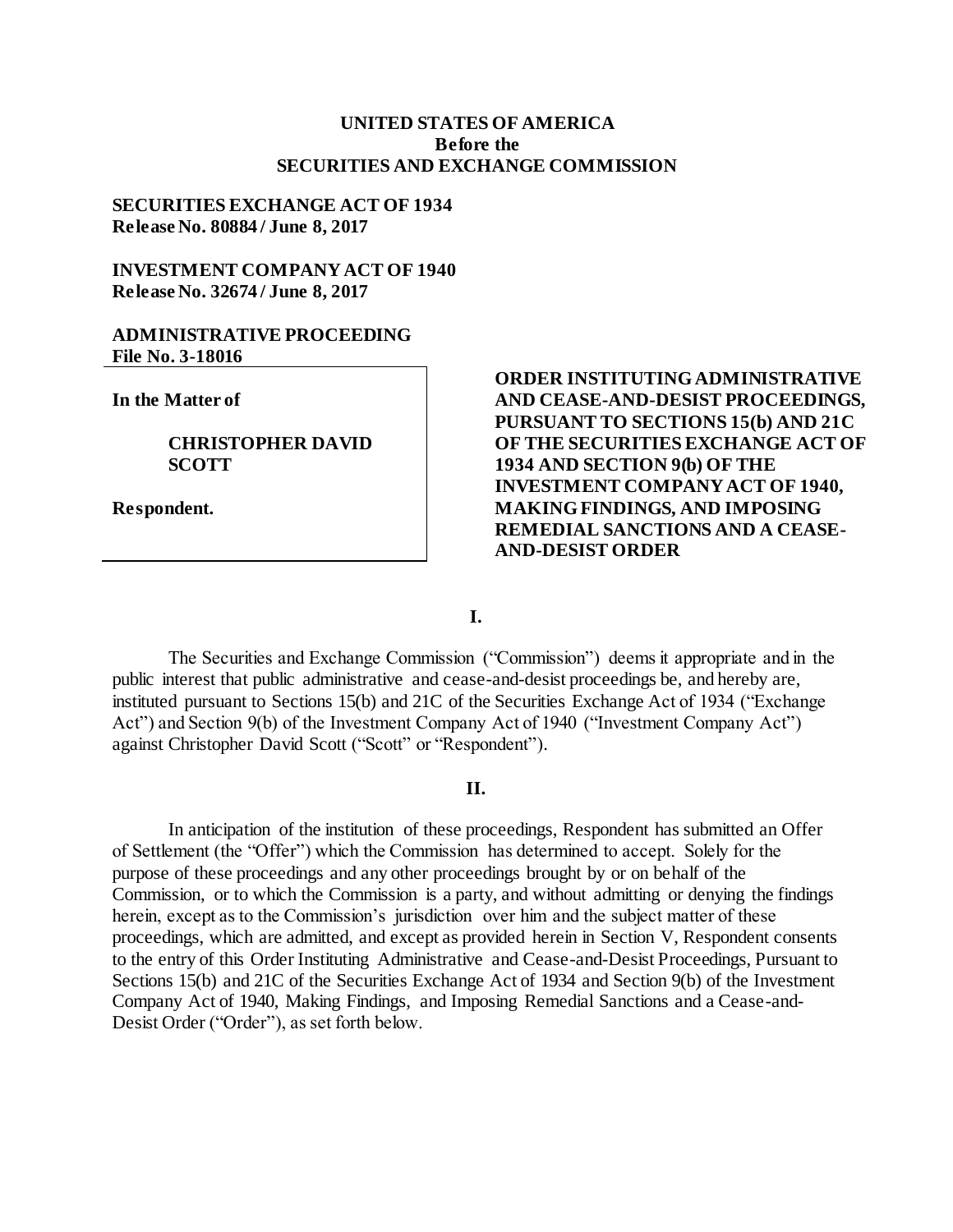**UNITED STATES OF AMERICA**
**Before the**
**SECURITIES AND EXCHANGE COMMISSION**

**SECURITIES EXCHANGE ACT OF 1934**
**Release No. 80884 / June 8, 2017**

**INVESTMENT COMPANY ACT OF 1940**
**Release No. 32674 / June 8, 2017**

**ADMINISTRATIVE PROCEEDING**
**File No. 3-18016**

**In the Matter of**

**CHRISTOPHER DAVID SCOTT**

**Respondent.**

**ORDER INSTITUTING ADMINISTRATIVE AND CEASE-AND-DESIST PROCEEDINGS, PURSUANT TO SECTIONS 15(b) AND 21C OF THE SECURITIES EXCHANGE ACT OF 1934 AND SECTION 9(b) OF THE INVESTMENT COMPANY ACT OF 1940, MAKING FINDINGS, AND IMPOSING REMEDIAL SANCTIONS AND A CEASE-AND-DESIST ORDER**

## I.

The Securities and Exchange Commission ("Commission") deems it appropriate and in the public interest that public administrative and cease-and-desist proceedings be, and hereby are, instituted pursuant to Sections 15(b) and 21C of the Securities Exchange Act of 1934 ("Exchange Act") and Section 9(b) of the Investment Company Act of 1940 ("Investment Company Act") against Christopher David Scott ("Scott" or "Respondent").

## II.

In anticipation of the institution of these proceedings, Respondent has submitted an Offer of Settlement (the "Offer") which the Commission has determined to accept. Solely for the purpose of these proceedings and any other proceedings brought by or on behalf of the Commission, or to which the Commission is a party, and without admitting or denying the findings herein, except as to the Commission's jurisdiction over him and the subject matter of these proceedings, which are admitted, and except as provided herein in Section V, Respondent consents to the entry of this Order Instituting Administrative and Cease-and-Desist Proceedings, Pursuant to Sections 15(b) and 21C of the Securities Exchange Act of 1934 and Section 9(b) of the Investment Company Act of 1940, Making Findings, and Imposing Remedial Sanctions and a Cease-and-Desist Order ("Order"), as set forth below.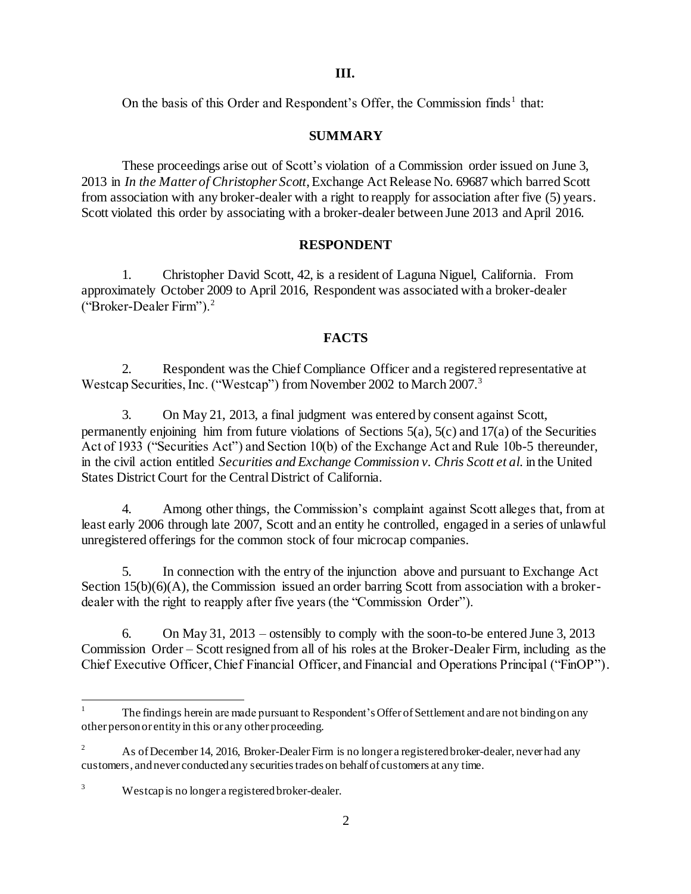## III.

On the basis of this Order and Respondent's Offer, the Commission finds[1] that:

## SUMMARY

These proceedings arise out of Scott's violation of a Commission order issued on June 3, 2013 in *In the Matter of Christopher Scott*, Exchange Act Release No. 69687 which barred Scott from association with any broker-dealer with a right to reapply for association after five (5) years. Scott violated this order by associating with a broker-dealer between June 2013 and April 2016.

## RESPONDENT

1. Christopher David Scott, 42, is a resident of Laguna Niguel, California. From approximately October 2009 to April 2016, Respondent was associated with a broker-dealer ("Broker-Dealer Firm").[2]

## FACTS

2. Respondent was the Chief Compliance Officer and a registered representative at Westcap Securities, Inc. ("Westcap") from November 2002 to March 2007.[3]

3. On May 21, 2013, a final judgment was entered by consent against Scott, permanently enjoining him from future violations of Sections 5(a), 5(c) and 17(a) of the Securities Act of 1933 ("Securities Act") and Section 10(b) of the Exchange Act and Rule 10b-5 thereunder, in the civil action entitled *Securities and Exchange Commission v. Chris Scott et al.* in the United States District Court for the Central District of California.

4. Among other things, the Commission's complaint against Scott alleges that, from at least early 2006 through late 2007, Scott and an entity he controlled, engaged in a series of unlawful unregistered offerings for the common stock of four microcap companies.

5. In connection with the entry of the injunction above and pursuant to Exchange Act Section 15(b)(6)(A), the Commission issued an order barring Scott from association with a broker-dealer with the right to reapply after five years (the "Commission Order").

6. On May 31, 2013 – ostensibly to comply with the soon-to-be entered June 3, 2013 Commission Order – Scott resigned from all of his roles at the Broker-Dealer Firm, including as the Chief Executive Officer, Chief Financial Officer, and Financial and Operations Principal ("FinOP").

---

[1] The findings herein are made pursuant to Respondent's Offer of Settlement and are not binding on any other person or entity in this or any other proceeding.

[2] As of December 14, 2016, Broker-Dealer Firm is no longer a registered broker-dealer, never had any customers, and never conducted any securities trades on behalf of customers at any time.

[3] Westcap is no longer a registered broker-dealer.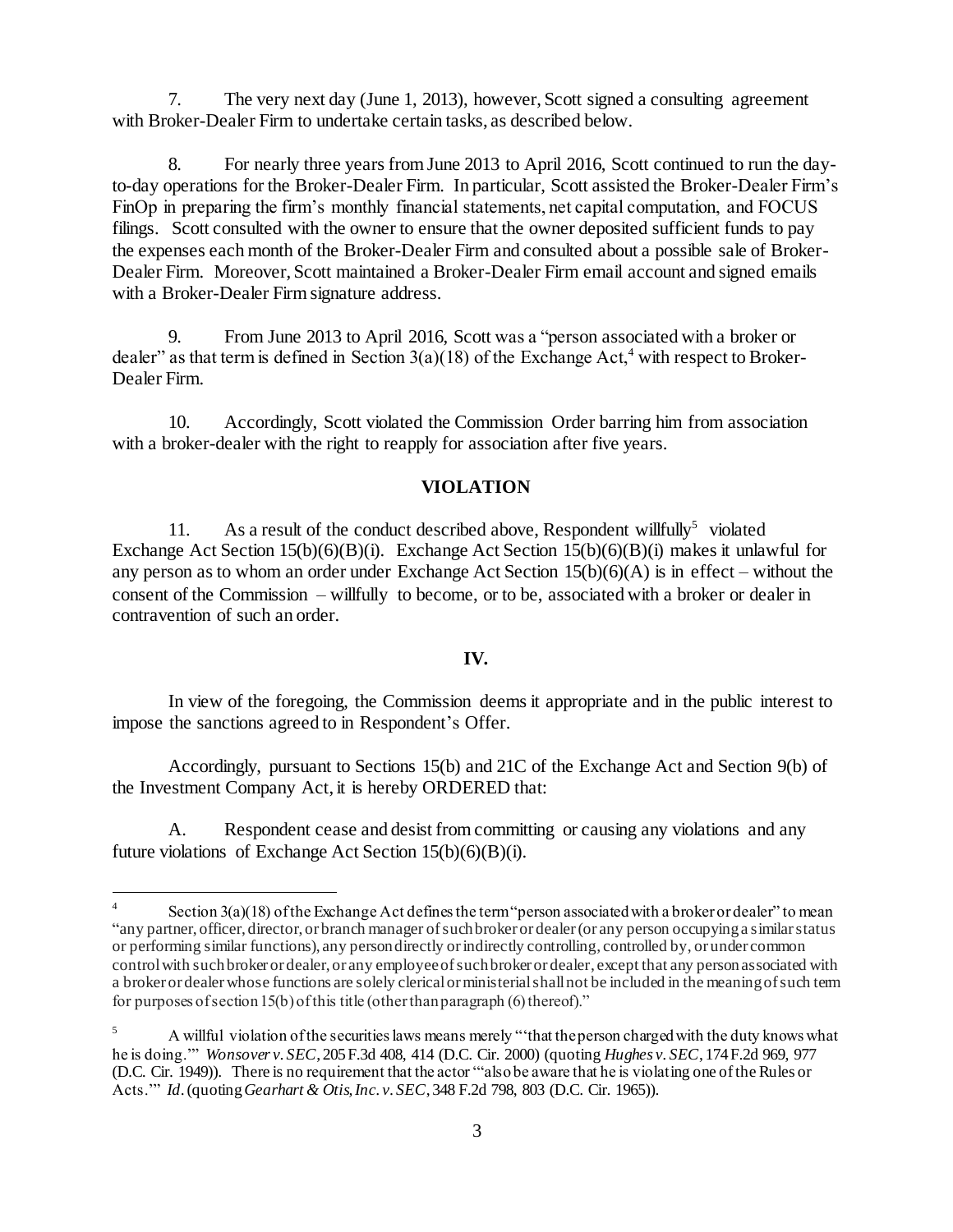7. The very next day (June 1, 2013), however, Scott signed a consulting agreement with Broker-Dealer Firm to undertake certain tasks, as described below.

8. For nearly three years from June 2013 to April 2016, Scott continued to run the day-to-day operations for the Broker-Dealer Firm. In particular, Scott assisted the Broker-Dealer Firm's FinOp in preparing the firm's monthly financial statements, net capital computation, and FOCUS filings. Scott consulted with the owner to ensure that the owner deposited sufficient funds to pay the expenses each month of the Broker-Dealer Firm and consulted about a possible sale of Broker-Dealer Firm. Moreover, Scott maintained a Broker-Dealer Firm email account and signed emails with a Broker-Dealer Firm signature address.

9. From June 2013 to April 2016, Scott was a "person associated with a broker or dealer" as that term is defined in Section 3(a)(18) of the Exchange Act,[4] with respect to Broker-Dealer Firm.

10. Accordingly, Scott violated the Commission Order barring him from association with a broker-dealer with the right to reapply for association after five years.

## VIOLATION

11. As a result of the conduct described above, Respondent willfully[5] violated Exchange Act Section 15(b)(6)(B)(i). Exchange Act Section 15(b)(6)(B)(i) makes it unlawful for any person as to whom an order under Exchange Act Section 15(b)(6)(A) is in effect – without the consent of the Commission – willfully to become, or to be, associated with a broker or dealer in contravention of such an order.

## IV.

In view of the foregoing, the Commission deems it appropriate and in the public interest to impose the sanctions agreed to in Respondent's Offer.

Accordingly, pursuant to Sections 15(b) and 21C of the Exchange Act and Section 9(b) of the Investment Company Act, it is hereby ORDERED that:

A. Respondent cease and desist from committing or causing any violations and any future violations of Exchange Act Section 15(b)(6)(B)(i).

---

[4] Section 3(a)(18) of the Exchange Act defines the term "person associated with a broker or dealer" to mean "any partner, officer, director, or branch manager of such broker or dealer (or any person occupying a similar status or performing similar functions), any person directly or indirectly controlling, controlled by, or under common control with such broker or dealer, or any employee of such broker or dealer, except that any person associated with a broker or dealer whose functions are solely clerical or ministerial shall not be included in the meaning of such term for purposes of section 15(b) of this title (other than paragraph (6) thereof)."

[5] A willful violation of the securities laws means merely "'that the person charged with the duty knows what he is doing.'" *Wonsover v. SEC*, 205 F.3d 408, 414 (D.C. Cir. 2000) (quoting *Hughes v. SEC*, 174 F.2d 969, 977 (D.C. Cir. 1949)). There is no requirement that the actor "'also be aware that he is violating one of the Rules or Acts.'" *Id.* (quoting *Gearhart & Otis, Inc. v. SEC*, 348 F.2d 798, 803 (D.C. Cir. 1965)).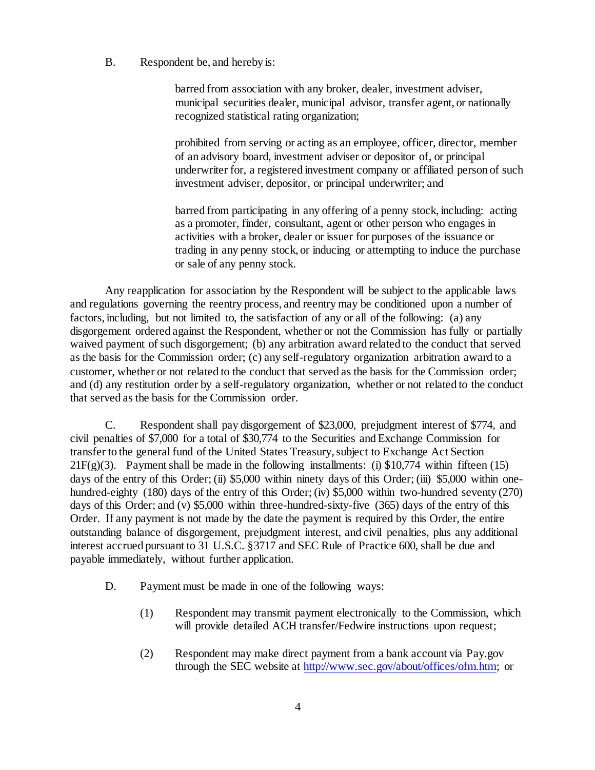B. Respondent be, and hereby is:

> barred from association with any broker, dealer, investment adviser, municipal securities dealer, municipal advisor, transfer agent, or nationally recognized statistical rating organization;
>
> prohibited from serving or acting as an employee, officer, director, member of an advisory board, investment adviser or depositor of, or principal underwriter for, a registered investment company or affiliated person of such investment adviser, depositor, or principal underwriter; and
>
> barred from participating in any offering of a penny stock, including: acting as a promoter, finder, consultant, agent or other person who engages in activities with a broker, dealer or issuer for purposes of the issuance or trading in any penny stock, or inducing or attempting to induce the purchase or sale of any penny stock.

Any reapplication for association by the Respondent will be subject to the applicable laws and regulations governing the reentry process, and reentry may be conditioned upon a number of factors, including, but not limited to, the satisfaction of any or all of the following: (a) any disgorgement ordered against the Respondent, whether or not the Commission has fully or partially waived payment of such disgorgement; (b) any arbitration award related to the conduct that served as the basis for the Commission order; (c) any self-regulatory organization arbitration award to a customer, whether or not related to the conduct that served as the basis for the Commission order; and (d) any restitution order by a self-regulatory organization, whether or not related to the conduct that served as the basis for the Commission order.

C. Respondent shall pay disgorgement of $23,000, prejudgment interest of $774, and civil penalties of $7,000 for a total of $30,774 to the Securities and Exchange Commission for transfer to the general fund of the United States Treasury, subject to Exchange Act Section 21F(g)(3). Payment shall be made in the following installments: (i) $10,774 within fifteen (15) days of the entry of this Order; (ii) $5,000 within ninety days of this Order; (iii) $5,000 within one-hundred-eighty (180) days of the entry of this Order; (iv) $5,000 within two-hundred seventy (270) days of this Order; and (v) $5,000 within three-hundred-sixty-five (365) days of the entry of this Order. If any payment is not made by the date the payment is required by this Order, the entire outstanding balance of disgorgement, prejudgment interest, and civil penalties, plus any additional interest accrued pursuant to 31 U.S.C. §3717 and SEC Rule of Practice 600, shall be due and payable immediately, without further application.

D. Payment must be made in one of the following ways:

(1) Respondent may transmit payment electronically to the Commission, which will provide detailed ACH transfer/Fedwire instructions upon request;

(2) Respondent may make direct payment from a bank account via Pay.gov through the SEC website at http://www.sec.gov/about/offices/ofm.htm; or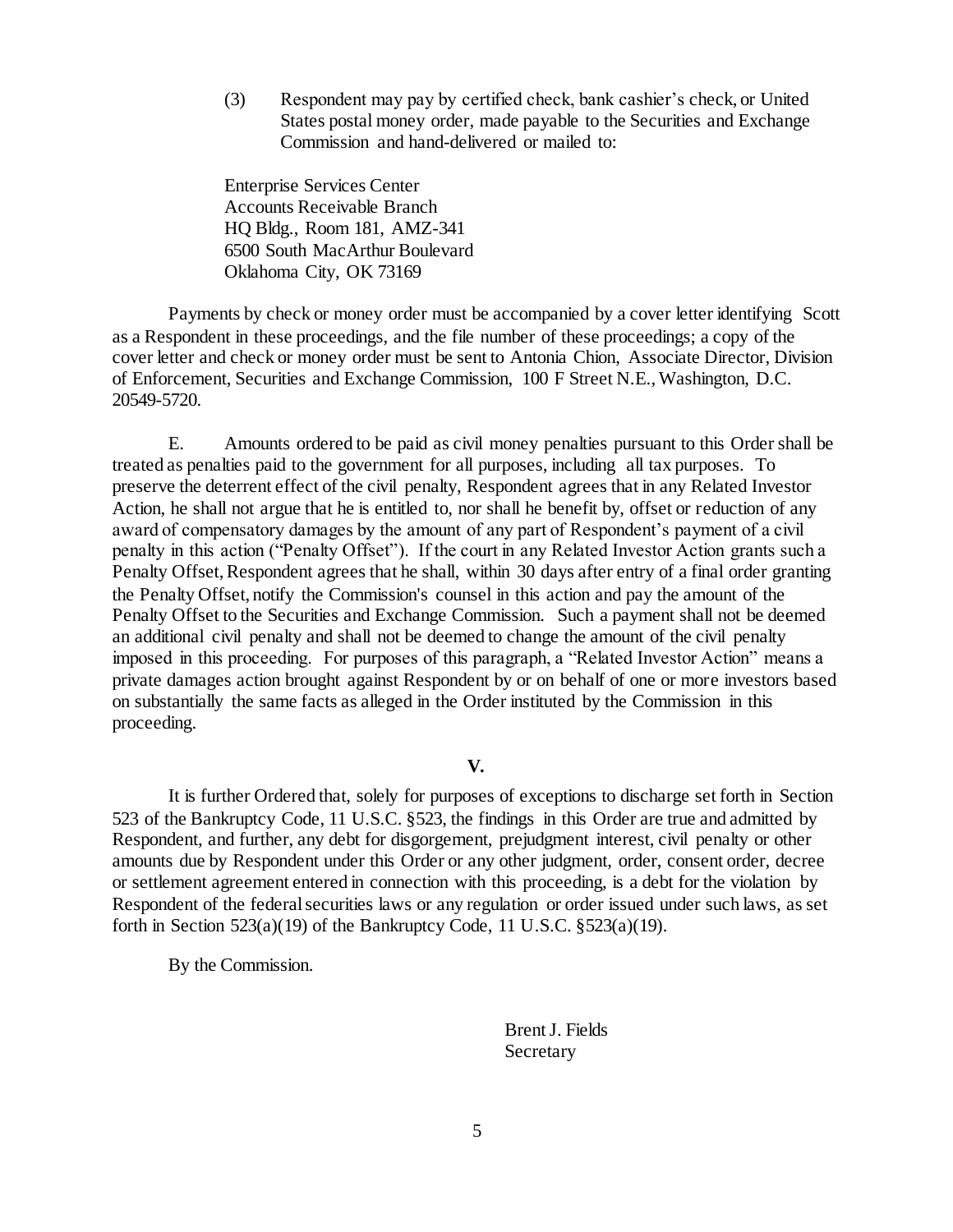(3) Respondent may pay by certified check, bank cashier's check, or United States postal money order, made payable to the Securities and Exchange Commission and hand-delivered or mailed to:

Enterprise Services Center
Accounts Receivable Branch
HQ Bldg., Room 181, AMZ-341
6500 South MacArthur Boulevard
Oklahoma City, OK 73169

Payments by check or money order must be accompanied by a cover letter identifying Scott as a Respondent in these proceedings, and the file number of these proceedings; a copy of the cover letter and check or money order must be sent to Antonia Chion, Associate Director, Division of Enforcement, Securities and Exchange Commission, 100 F Street N.E., Washington, D.C. 20549-5720.

E. Amounts ordered to be paid as civil money penalties pursuant to this Order shall be treated as penalties paid to the government for all purposes, including all tax purposes. To preserve the deterrent effect of the civil penalty, Respondent agrees that in any Related Investor Action, he shall not argue that he is entitled to, nor shall he benefit by, offset or reduction of any award of compensatory damages by the amount of any part of Respondent's payment of a civil penalty in this action ("Penalty Offset"). If the court in any Related Investor Action grants such a Penalty Offset, Respondent agrees that he shall, within 30 days after entry of a final order granting the Penalty Offset, notify the Commission's counsel in this action and pay the amount of the Penalty Offset to the Securities and Exchange Commission. Such a payment shall not be deemed an additional civil penalty and shall not be deemed to change the amount of the civil penalty imposed in this proceeding. For purposes of this paragraph, a "Related Investor Action" means a private damages action brought against Respondent by or on behalf of one or more investors based on substantially the same facts as alleged in the Order instituted by the Commission in this proceeding.

**V.**

It is further Ordered that, solely for purposes of exceptions to discharge set forth in Section 523 of the Bankruptcy Code, 11 U.S.C. §523, the findings in this Order are true and admitted by Respondent, and further, any debt for disgorgement, prejudgment interest, civil penalty or other amounts due by Respondent under this Order or any other judgment, order, consent order, decree or settlement agreement entered in connection with this proceeding, is a debt for the violation by Respondent of the federal securities laws or any regulation or order issued under such laws, as set forth in Section 523(a)(19) of the Bankruptcy Code, 11 U.S.C. §523(a)(19).

By the Commission.

Brent J. Fields
Secretary